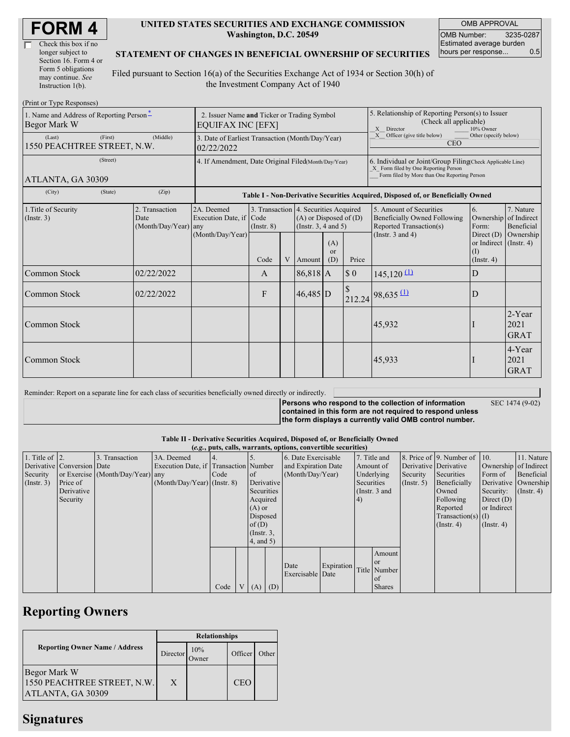# FORM 4

☐ Check this box if no longer subject to Section 16. Form 4 or Form 5 obligations may continue. *See* Instruction 1(b).

**UNITED STATES SECURITIES AND EXCHANGE COMMISSION**
**Washington, D.C. 20549**

**STATEMENT OF CHANGES IN BENEFICIAL OWNERSHIP OF SECURITIES**

Filed pursuant to Section 16(a) of the Securities Exchange Act of 1934 or Section 30(h) of the Investment Company Act of 1940

| OMB APPROVAL | |
|---|---|
| OMB Number: | 3235-0287 |
| Estimated average burden hours per response... | 0.5 |

(Print or Type Responses)

| 1. Name and Address of Reporting Person * | 2. Issuer Name and Ticker or Trading Symbol | 5. Relationship of Reporting Person(s) to Issuer (Check all applicable) |
|---|---|---|
| Begor Mark W | EQUIFAX INC [EFX] | _X_ Director ___ 10% Owner |
| (Last) (First) (Middle) 1550 PEACHTREE STREET, N.W. | 3. Date of Earliest Transaction (Month/Day/Year) 02/22/2022 | _X_ Officer (give title below) ___ Other (specify below) CEO |
| (Street) ATLANTA, GA 30309 | 4. If Amendment, Date Original Filed (Month/Day/Year) | 6. Individual or Joint/Group Filing (Check Applicable Line) _X_ Form filed by One Reporting Person ___ Form filed by More than One Reporting Person |
| (City) (State) (Zip) | | |

**Table I - Non-Derivative Securities Acquired, Disposed of, or Beneficially Owned**

| 1.Title of Security (Instr. 3) | 2. Transaction Date (Month/Day/Year) | 2A. Deemed Execution Date, if any (Month/Day/Year) | 3. Transaction Code (Instr. 8) | | 4. Securities Acquired (A) or Disposed of (D) (Instr. 3, 4 and 5) | | | 5. Amount of Securities Beneficially Owned Following Reported Transaction(s) (Instr. 3 and 4) | 6. Ownership Form: Direct (D) or Indirect (I) (Instr. 4) | 7. Nature of Indirect Beneficial Ownership (Instr. 4) |
|---|---|---|---|---|---|---|---|---|---|---|
| | | | Code | V | Amount | (A) or (D) | Price | | | |
| Common Stock | 02/22/2022 | | A | | 86,818 | A | $ 0 | 145,120 (1) | D | |
| Common Stock | 02/22/2022 | | F | | 46,485 | D | $ 212.24 | 98,635 (1) | D | |
| Common Stock | | | | | | | | 45,932 | I | 2-Year 2021 GRAT |
| Common Stock | | | | | | | | 45,933 | I | 4-Year 2021 GRAT |

Reminder: Report on a separate line for each class of securities beneficially owned directly or indirectly.

**Persons who respond to the collection of information contained in this form are not required to respond unless the form displays a currently valid OMB control number.** SEC 1474 (9-02)

**Table II - Derivative Securities Acquired, Disposed of, or Beneficially Owned**
**(*e.g.*, puts, calls, warrants, options, convertible securities)**

| 1. Title of Derivative Security (Instr. 3) | 2. Conversion or Exercise Price of Derivative Security | 3. Transaction Date (Month/Day/Year) | 3A. Deemed Execution Date, if any (Month/Day/Year) | 4. Transaction Code (Instr. 8) | | 5. Number of Derivative Securities Acquired (A) or Disposed of (D) (Instr. 3, 4, and 5) | | 6. Date Exercisable and Expiration Date (Month/Day/Year) | | 7. Title and Amount of Underlying Securities (Instr. 3 and 4) | | 8. Price of Derivative Security (Instr. 5) | 9. Number of Derivative Securities Beneficially Owned Following Reported Transaction(s) (Instr. 4) | 10. Ownership Form of Derivative Security: Direct (D) or Indirect (I) (Instr. 4) | 11. Nature of Indirect Beneficial Ownership (Instr. 4) |
|---|---|---|---|---|---|---|---|---|---|---|---|---|---|---|---|
| | | | | Code | V | (A) | (D) | Date Exercisable | Expiration Date | Title | Amount or Number of Shares | | | | |

## Reporting Owners

| Reporting Owner Name / Address | Relationships | | | |
|---|---|---|---|---|
| | Director | 10% Owner | Officer | Other |
| Begor Mark W 1550 PEACHTREE STREET, N.W. ATLANTA, GA 30309 | X | | CEO | |

## Signatures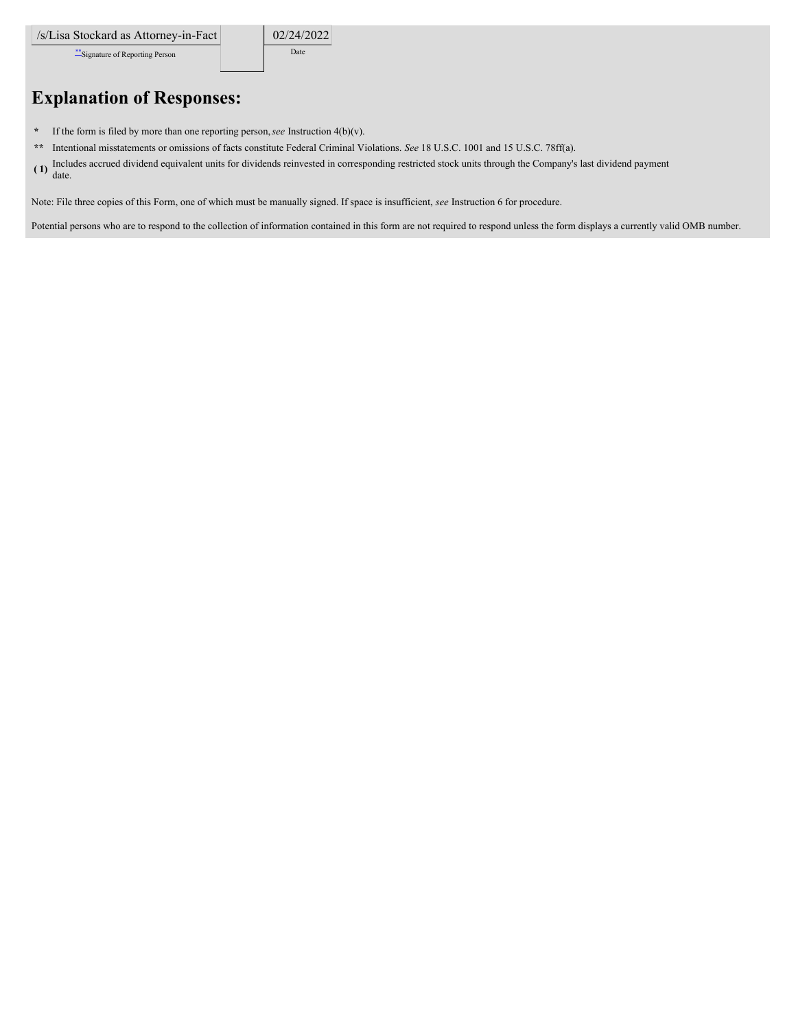| /s/Lisa Stockard as Attorney-in-Fact | | 02/24/2022 |
| --- | --- | --- |
| ** Signature of Reporting Person | | Date |

## Explanation of Responses:

\* If the form is filed by more than one reporting person, *see* Instruction 4(b)(v).

** Intentional misstatements or omissions of facts constitute Federal Criminal Violations. *See* 18 U.S.C. 1001 and 15 U.S.C. 78ff(a).

( 1) Includes accrued dividend equivalent units for dividends reinvested in corresponding restricted stock units through the Company's last dividend payment date.

Note: File three copies of this Form, one of which must be manually signed. If space is insufficient, *see* Instruction 6 for procedure.

Potential persons who are to respond to the collection of information contained in this form are not required to respond unless the form displays a currently valid OMB number.